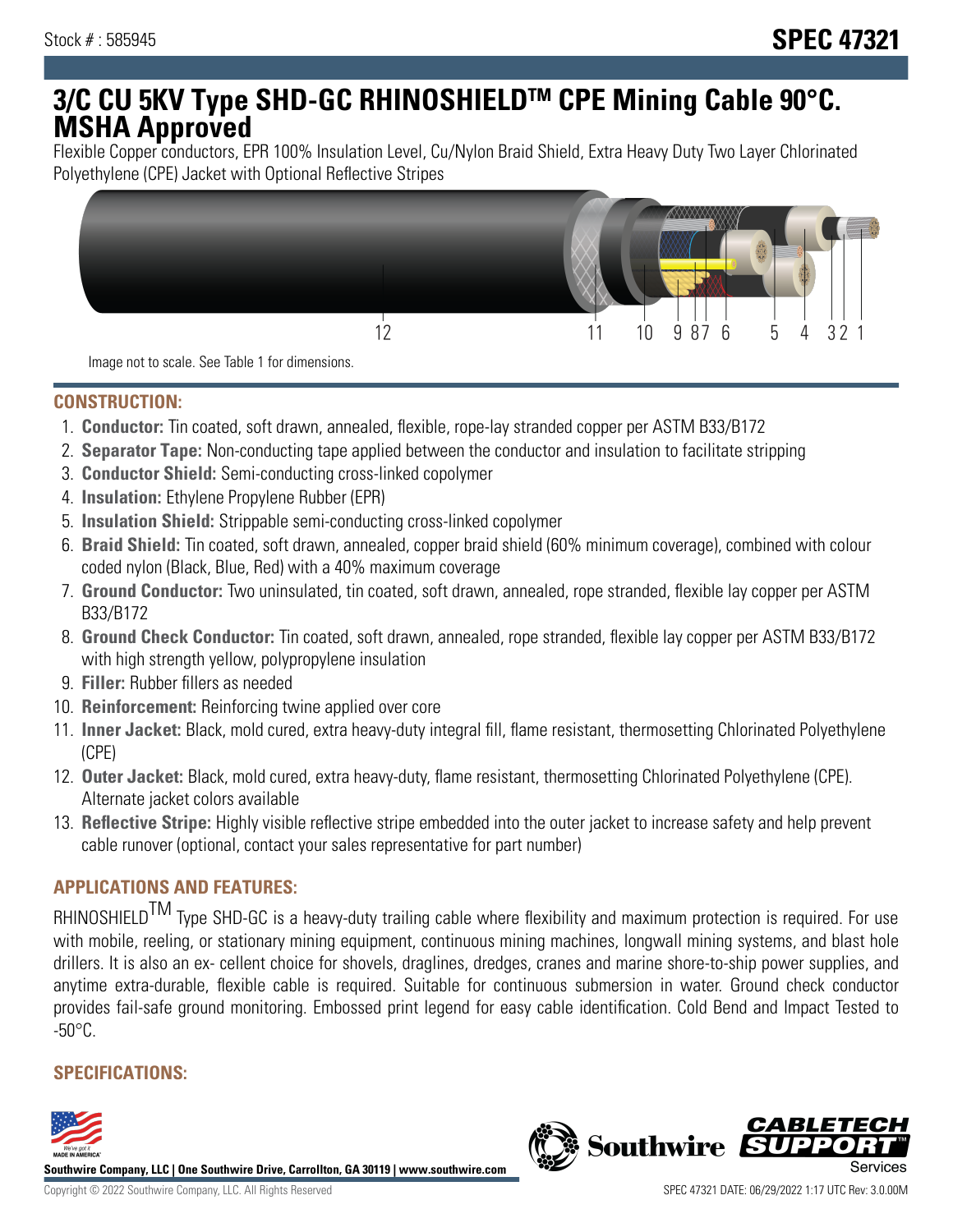Stock # : 585945

# SPEC 47321

# 3/C CU 5KV Type SHD-GC RHINOSHIELDTM CPE Mining Cable 90°C. MSHA Approved

Flexible Copper conductors, EPR 100% Insulation Level, Cu/Nylon Braid Shield, Extra Heavy Duty Two Layer Chlorinated Polyethylene (CPE) Jacket with Optional Reflective Stripes

Image not to scale. See Table 1 for dimensions.

## CONSTRUCTION:

1. **Conductor:** Tin coated, soft drawn, annealed, flexible, rope-lay stranded copper per ASTM B33/B172
2. **Separator Tape:** Non-conducting tape applied between the conductor and insulation to facilitate stripping
3. **Conductor Shield:** Semi-conducting cross-linked copolymer
4. **Insulation:** Ethylene Propylene Rubber (EPR)
5. **Insulation Shield:** Strippable semi-conducting cross-linked copolymer
6. **Braid Shield:** Tin coated, soft drawn, annealed, copper braid shield (60% minimum coverage), combined with colour coded nylon (Black, Blue, Red) with a 40% maximum coverage
7. **Ground Conductor:** Two uninsulated, tin coated, soft drawn, annealed, rope stranded, flexible lay copper per ASTM B33/B172
8. **Ground Check Conductor:** Tin coated, soft drawn, annealed, rope stranded, flexible lay copper per ASTM B33/B172 with high strength yellow, polypropylene insulation
9. **Filler:** Rubber fillers as needed
10. **Reinforcement:** Reinforcing twine applied over core
11. **Inner Jacket:** Black, mold cured, extra heavy-duty integral fill, flame resistant, thermosetting Chlorinated Polyethylene (CPE)
12. **Outer Jacket:** Black, mold cured, extra heavy-duty, flame resistant, thermosetting Chlorinated Polyethylene (CPE). Alternate jacket colors available
13. **Reflective Stripe:** Highly visible reflective stripe embedded into the outer jacket to increase safety and help prevent cable runover (optional, contact your sales representative for part number)

## APPLICATIONS AND FEATURES:

RHINOSHIELDTM Type SHD-GC is a heavy-duty trailing cable where flexibility and maximum protection is required. For use with mobile, reeling, or stationary mining equipment, continuous mining machines, longwall mining systems, and blast hole drillers. It is also an ex- cellent choice for shovels, draglines, dredges, cranes and marine shore-to-ship power supplies, and anytime extra-durable, flexible cable is required. Suitable for continuous submersion in water. Ground check conductor provides fail-safe ground monitoring. Embossed print legend for easy cable identification. Cold Bend and Impact Tested to -50°C.

## SPECIFICATIONS:

Southwire Company, LLC | One Southwire Drive, Carrollton, GA 30119 | www.southwire.com

Copyright © 2022 Southwire Company, LLC. All Rights Reserved

SPEC 47321 DATE: 06/29/2022 1:17 UTC Rev: 3.0.00M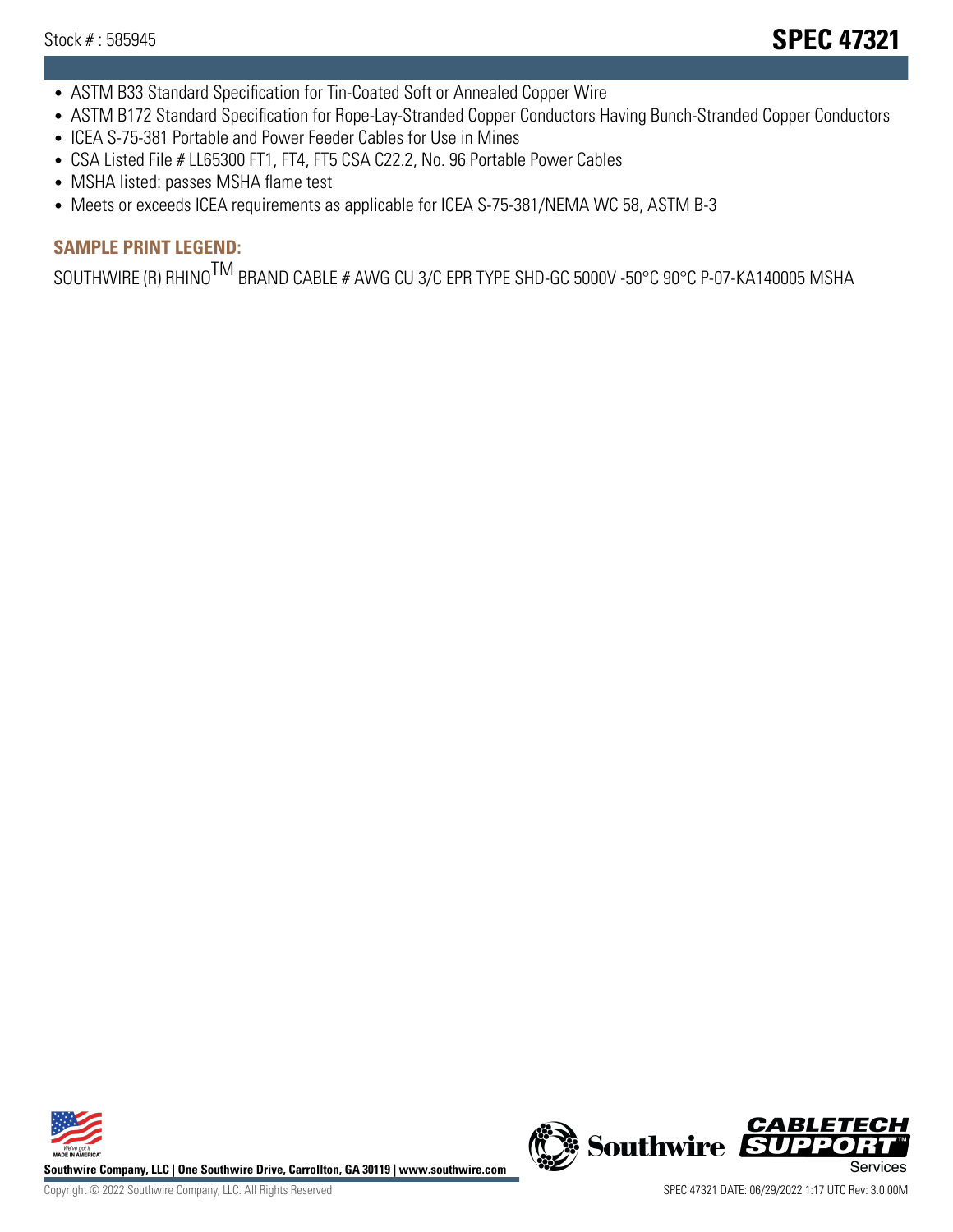- ASTM B33 Standard Specification for Tin-Coated Soft or Annealed Copper Wire
- ASTM B172 Standard Specification for Rope-Lay-Stranded Copper Conductors Having Bunch-Stranded Copper Conductors
- ICEA S-75-381 Portable and Power Feeder Cables for Use in Mines
- CSA Listed File # LL65300 FT1, FT4, FT5 CSA C22.2, No. 96 Portable Power Cables
- MSHA listed: passes MSHA flame test
- Meets or exceeds ICEA requirements as applicable for ICEA S-75-381/NEMA WC 58, ASTM B-3

## SAMPLE PRINT LEGEND:

SOUTHWIRE (R) RHINO™ BRAND CABLE # AWG CU 3/C EPR TYPE SHD-GC 5000V -50°C 90°C P-07-KA140005 MSHA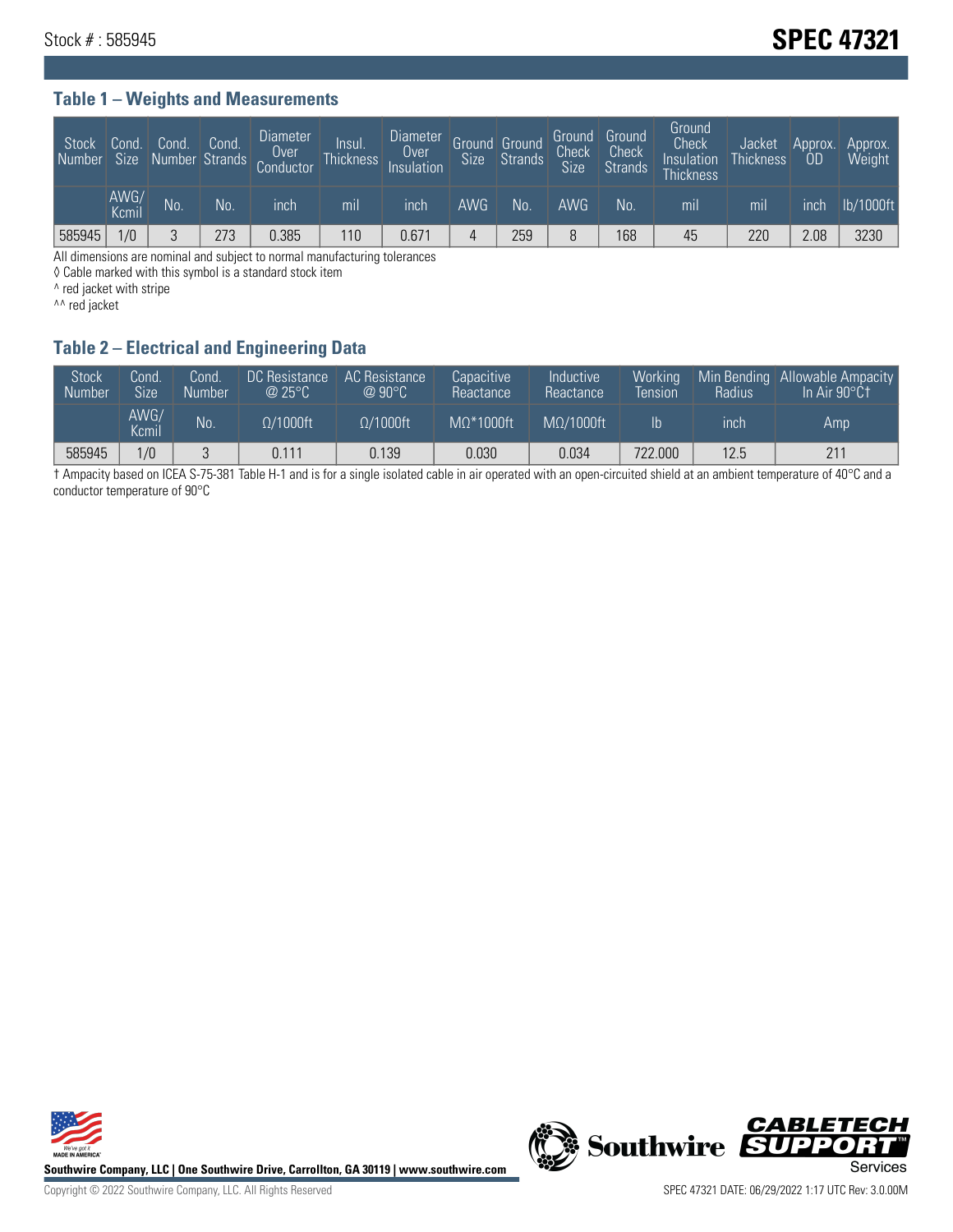Stock # : 585945

# SPEC 47321

## Table 1 – Weights and Measurements

| Stock Number | Cond. Size | Cond. Number | Cond. Strands | Diameter Over Conductor | Insul. Thickness | Diameter Over Insulation | Ground Size | Ground Strands | Ground Check Size | Ground Check Strands | Ground Check Insulation Thickness | Jacket Thickness | Approx. OD | Approx. Weight |
|---|---|---|---|---|---|---|---|---|---|---|---|---|---|---|
| | AWG/ Kcmil | No. | No. | inch | mil | inch | AWG | No. | AWG | No. | mil | mil | inch | lb/1000ft |
| 585945 | 1/0 | 3 | 273 | 0.385 | 110 | 0.671 | 4 | 259 | 8 | 168 | 45 | 220 | 2.08 | 3230 |

All dimensions are nominal and subject to normal manufacturing tolerances

◊ Cable marked with this symbol is a standard stock item

^ red jacket with stripe

^^ red jacket

## Table 2 – Electrical and Engineering Data

| Stock Number | Cond. Size | Cond. Number | DC Resistance @ 25°C | AC Resistance @ 90°C | Capacitive Reactance | Inductive Reactance | Working Tension | Min Bending Radius | Allowable Ampacity In Air 90°C† |
|---|---|---|---|---|---|---|---|---|---|
| | AWG/ Kcmil | No. | Ω/1000ft | Ω/1000ft | MΩ*1000ft | MΩ/1000ft | lb | inch | Amp |
| 585945 | 1/0 | 3 | 0.111 | 0.139 | 0.030 | 0.034 | 722.000 | 12.5 | 211 |

† Ampacity based on ICEA S-75-381 Table H-1 and is for a single isolated cable in air operated with an open-circuited shield at an ambient temperature of 40°C and a conductor temperature of 90°C

Southwire Company, LLC | One Southwire Drive, Carrollton, GA 30119 | www.southwire.com

Copyright © 2022 Southwire Company, LLC. All Rights Reserved

SPEC 47321 DATE: 06/29/2022 1:17 UTC Rev: 3.0.00M